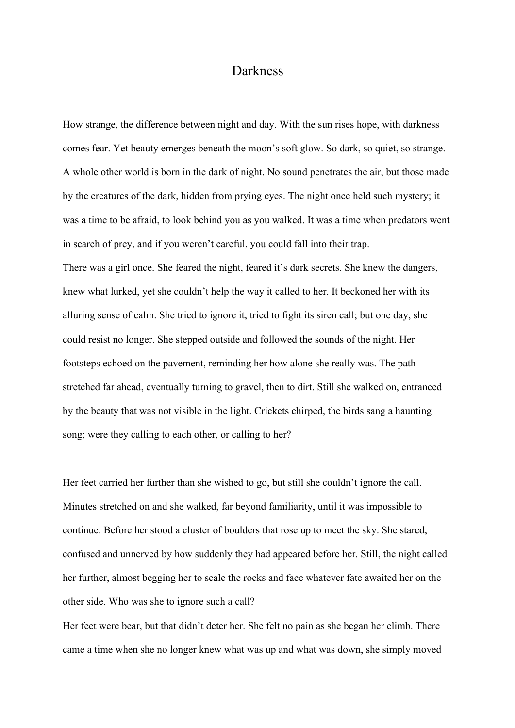# Darkness

How strange, the difference between night and day. With the sun rises hope, with darkness comes fear. Yet beauty emerges beneath the moon's soft glow. So dark, so quiet, so strange. A whole other world is born in the dark of night. No sound penetrates the air, but those made by the creatures of the dark, hidden from prying eyes. The night once held such mystery; it was a time to be afraid, to look behind you as you walked. It was a time when predators went in search of prey, and if you weren't careful, you could fall into their trap.

There was a girl once. She feared the night, feared it's dark secrets. She knew the dangers, knew what lurked, yet she couldn't help the way it called to her. It beckoned her with its alluring sense of calm. She tried to ignore it, tried to fight its siren call; but one day, she could resist no longer. She stepped outside and followed the sounds of the night. Her footsteps echoed on the pavement, reminding her how alone she really was. The path stretched far ahead, eventually turning to gravel, then to dirt. Still she walked on, entranced by the beauty that was not visible in the light. Crickets chirped, the birds sang a haunting song; were they calling to each other, or calling to her?

Her feet carried her further than she wished to go, but still she couldn't ignore the call. Minutes stretched on and she walked, far beyond familiarity, until it was impossible to continue. Before her stood a cluster of boulders that rose up to meet the sky. She stared, confused and unnerved by how suddenly they had appeared before her. Still, the night called her further, almost begging her to scale the rocks and face whatever fate awaited her on the other side. Who was she to ignore such a call?

Her feet were bear, but that didn't deter her. She felt no pain as she began her climb. There came a time when she no longer knew what was up and what was down, she simply moved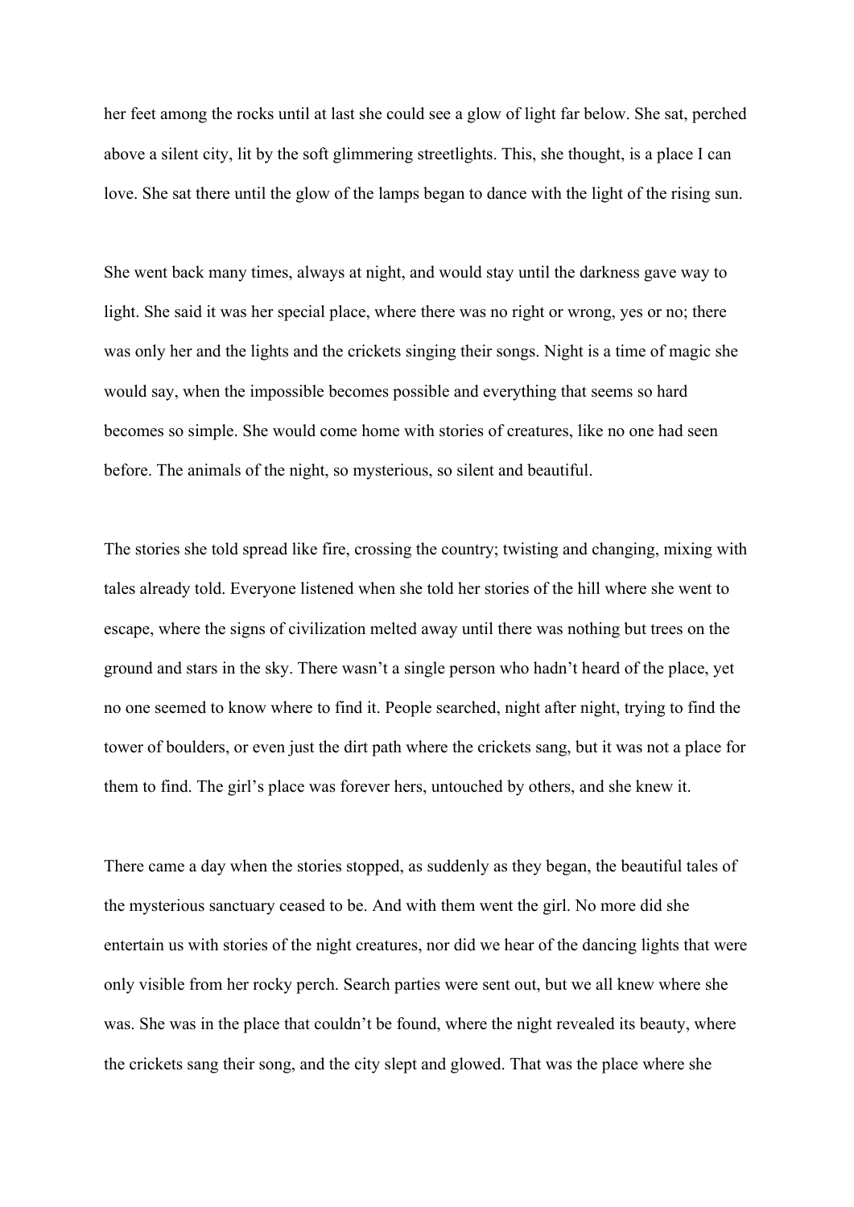her feet among the rocks until at last she could see a glow of light far below. She sat, perched above a silent city, lit by the soft glimmering streetlights. This, she thought, is a place I can love. She sat there until the glow of the lamps began to dance with the light of the rising sun.

She went back many times, always at night, and would stay until the darkness gave way to light. She said it was her special place, where there was no right or wrong, yes or no; there was only her and the lights and the crickets singing their songs. Night is a time of magic she would say, when the impossible becomes possible and everything that seems so hard becomes so simple. She would come home with stories of creatures, like no one had seen before. The animals of the night, so mysterious, so silent and beautiful.

The stories she told spread like fire, crossing the country; twisting and changing, mixing with tales already told. Everyone listened when she told her stories of the hill where she went to escape, where the signs of civilization melted away until there was nothing but trees on the ground and stars in the sky. There wasn't a single person who hadn't heard of the place, yet no one seemed to know where to find it. People searched, night after night, trying to find the tower of boulders, or even just the dirt path where the crickets sang, but it was not a place for them to find. The girl's place was forever hers, untouched by others, and she knew it.

There came a day when the stories stopped, as suddenly as they began, the beautiful tales of the mysterious sanctuary ceased to be. And with them went the girl. No more did she entertain us with stories of the night creatures, nor did we hear of the dancing lights that were only visible from her rocky perch. Search parties were sent out, but we all knew where she was. She was in the place that couldn't be found, where the night revealed its beauty, where the crickets sang their song, and the city slept and glowed. That was the place where she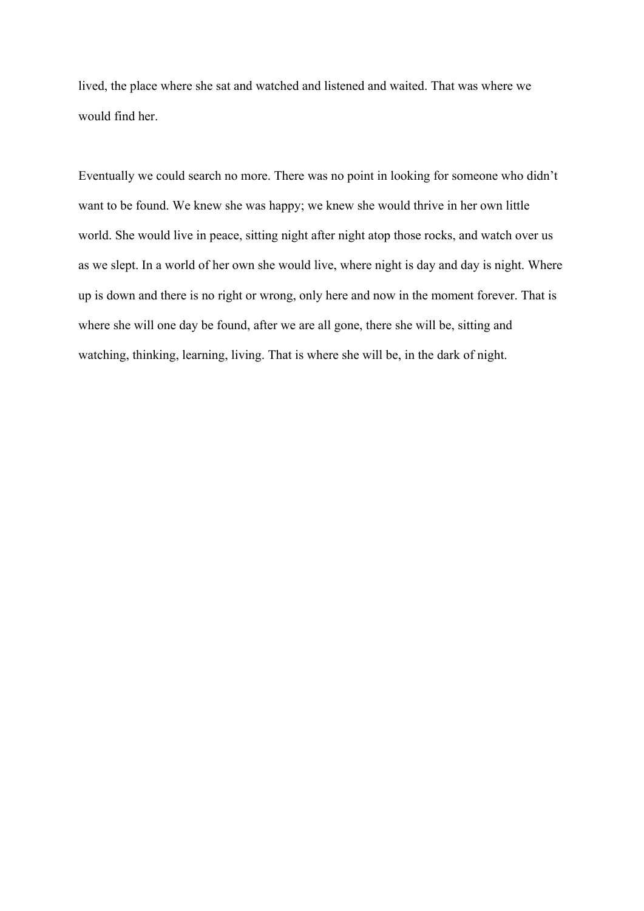lived, the place where she sat and watched and listened and waited. That was where we would find her.

Eventually we could search no more. There was no point in looking for someone who didn't want to be found. We knew she was happy; we knew she would thrive in her own little world. She would live in peace, sitting night after night atop those rocks, and watch over us as we slept. In a world of her own she would live, where night is day and day is night. Where up is down and there is no right or wrong, only here and now in the moment forever. That is where she will one day be found, after we are all gone, there she will be, sitting and watching, thinking, learning, living. That is where she will be, in the dark of night.